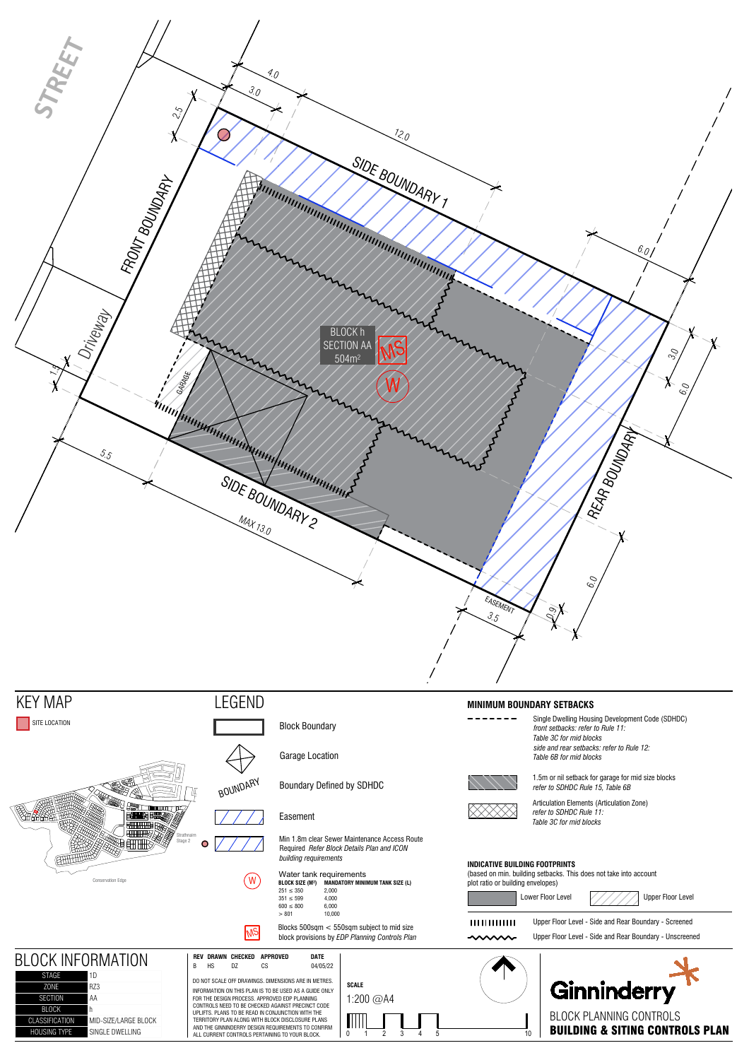STREET

FRONT BOUNDARY

Driveway

SIDE BOUNDARY 1

SIDE BOUNDARY 2

REAR BOUNDARY

GARAGE

EASEMENT

BLOCK h
SECTION AA
504m²

MS

W

4.0

3.0

2.5

12.0

6.0

3.0

6.0

1.5

5.5

MAX 13.0

6.0

0.9

3.5

# KEY MAP

SITE LOCATION

Strathnairn Stage 2

Conservation Edge

# LEGEND

- Block Boundary
- Garage Location
- BOUNDARY — Boundary Defined by SDHDC
- Easement
- Min 1.8m clear Sewer Maintenance Access Route Required *Refer Block Details Plan and ICON building requirements*
- (W) Water tank requirements

| BLOCK SIZE (M²) | MANDATORY MINIMUM TANK SIZE (L) |
|---|---|
| 251 ≤ 350 | 2,000 |
| 351 ≤ 599 | 4,000 |
| 600 ≤ 800 | 6,000 |
| > 801 | 10,000 |

- (MS) Blocks 500sqm < 550sqm subject to mid size block provisions by *EDP Planning Controls Plan*

## MINIMUM BOUNDARY SETBACKS

- Single Dwelling Housing Development Code (SDHDC) *front setbacks: refer to Rule 11: Table 3C for mid blocks side and rear setbacks: refer to Rule 12: Table 6B for mid blocks*
- 1.5m or nil setback for garage for mid size blocks *refer to SDHDC Rule 15, Table 6B*
- Articulation Elements (Articulation Zone) *refer to SDHDC Rule 11: Table 3C for mid blocks*

## INDICATIVE BUILDING FOOTPRINTS

(based on min. building setbacks. This does not take into account plot ratio or building envelopes)

- Lower Floor Level
- Upper Floor Level
- Upper Floor Level - Side and Rear Boundary - Screened
- Upper Floor Level - Side and Rear Boundary - Unscreened

# BLOCK INFORMATION

| | |
|---|---|
| STAGE | 1D |
| ZONE | RZ3 |
| SECTION | AA |
| BLOCK | h |
| CLASSIFICATION | MID-SIZE/LARGE BLOCK |
| HOUSING TYPE | SINGLE DWELLING |

| REV | DRAWN | CHECKED | APPROVED | DATE |
|---|---|---|---|---|
| B | HS | DZ | CS | 04/05/22 |

DO NOT SCALE OFF DRAWINGS. DIMENSIONS ARE IN METRES.

INFORMATION ON THIS PLAN IS TO BE USED AS A GUIDE ONLY FOR THE DESIGN PROCESS. APPROVED EDP PLANNING CONTROLS NEED TO BE CHECKED AGAINST PRECINCT CODE UPLIFTS. PLANS TO BE READ IN CONJUNCTION WITH THE TERRITORY PLAN ALONG WITH BLOCK DISCLOSURE PLANS AND THE GINNINDERRY DESIGN REQUIREMENTS TO CONFIRM ALL CURRENT CONTROLS PERTAINING TO YOUR BLOCK.

**SCALE**

1:200 @A4

0 1 2 3 4 5 10

Ginninderry

BLOCK PLANNING CONTROLS

**BUILDING & SITING CONTROLS PLAN**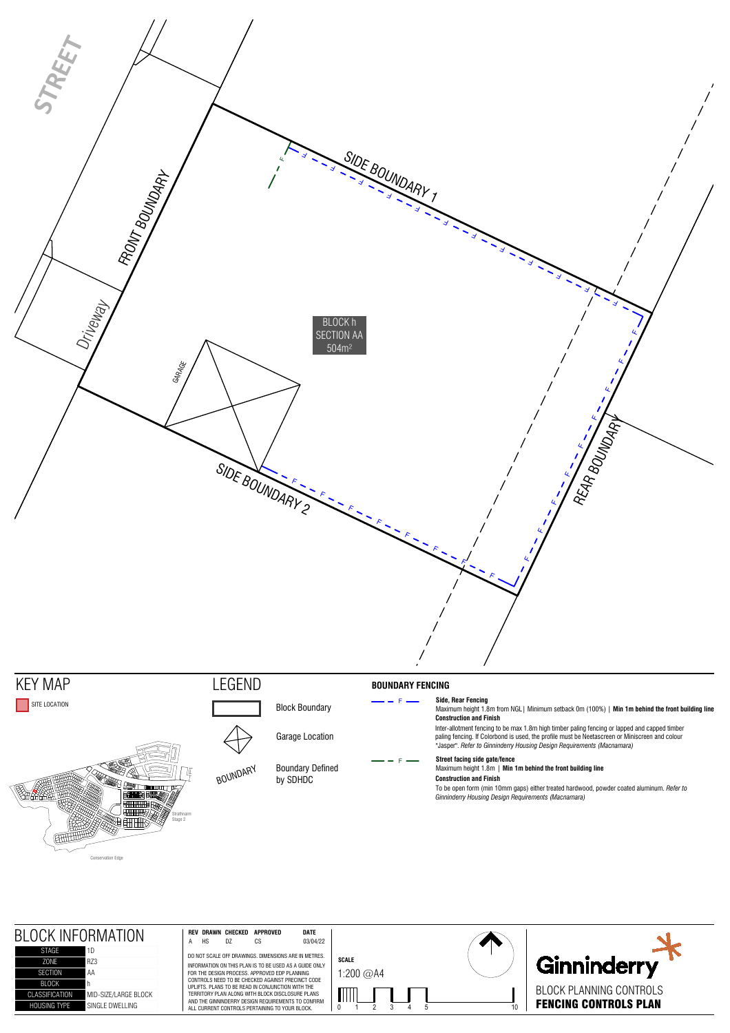STREET

FRONT BOUNDARY

Driveway

GARAGE

SIDE BOUNDARY 1

SIDE BOUNDARY 2

REAR BOUNDARY

BLOCK h
SECTION AA
504m²

## KEY MAP

SITE LOCATION

Strathnairn Stage 2

Conservation Edge

## LEGEND

Block Boundary

Garage Location

Boundary Defined by SDHDC

## BOUNDARY FENCING

**Side, Rear Fencing**
Maximum height 1.8m from NGL | Minimum setback 0m (100%) | **Min 1m behind the front building line**
**Construction and Finish**
Inter-allotment fencing to be max 1.8m high timber paling fencing or lapped and capped timber paling fencing. If Colorbond is used, the profile must be Neetascreen or Miniscreen and colour "Jasper". *Refer to Ginninderry Housing Design Requirements (Macnamara)*

**Street facing side gate/fence**
Maximum height 1.8m | **Min 1m behind the front building line**
**Construction and Finish**
To be open form (min 10mm gaps) either treated hardwood, powder coated aluminum. *Refer to Ginninderry Housing Design Requirements (Macnamara)*

## BLOCK INFORMATION

| | |
|---|---|
| STAGE | 1D |
| ZONE | RZ3 |
| SECTION | AA |
| BLOCK | h |
| CLASSIFICATION | MID-SIZE/LARGE BLOCK |
| HOUSING TYPE | SINGLE DWELLING |

| REV | DRAWN | CHECKED | APPROVED | DATE |
|---|---|---|---|---|
| A | HS | DZ | CS | 03/04/22 |

DO NOT SCALE OFF DRAWINGS. DIMENSIONS ARE IN METRES.

INFORMATION ON THIS PLAN IS TO BE USED AS A GUIDE ONLY FOR THE DESIGN PROCESS. APPROVED EDP PLANNING CONTROLS NEED TO BE CHECKED AGAINST PRECINCT CODE UPLIFTS. PLANS TO BE READ IN CONJUNCTION WITH THE TERRITORY PLAN ALONG WITH BLOCK DISCLOSURE PLANS AND THE GINNINDERRY DESIGN REQUIREMENTS TO CONFIRM ALL CURRENT CONTROLS PERTAINING TO YOUR BLOCK.

**SCALE**
1:200 @A4

0 1 2 3 4 5 10

Ginninderry

BLOCK PLANNING CONTROLS
**FENCING CONTROLS PLAN**